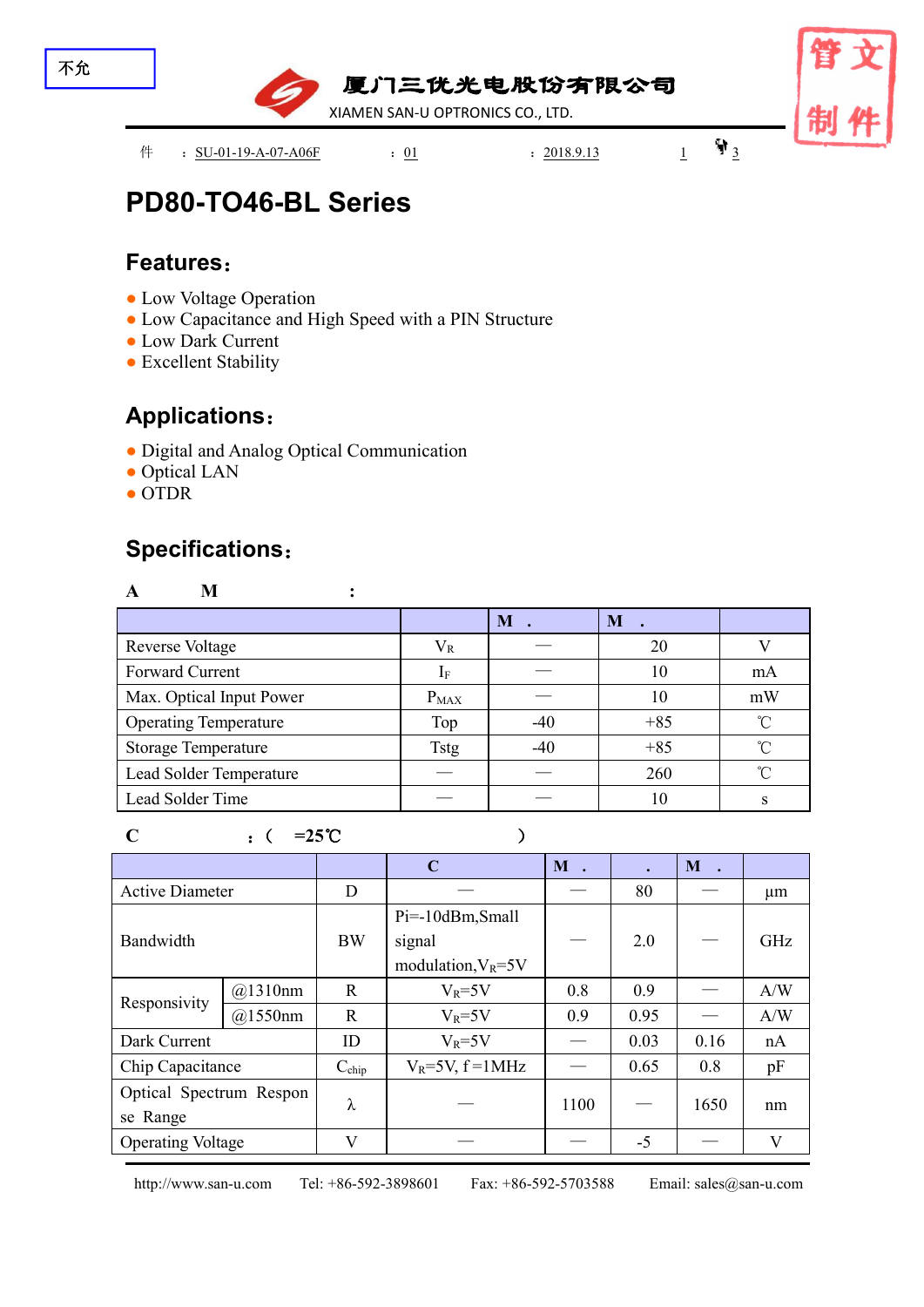不允

厦门三优光电股份有限公司
XIAMEN SAN-U OPTRONICS CO., LTD.

管文制件

件 ：SU-01-19-A-07-A06F ：01 ：2018.9.13 1 3

# PD80-TO46-BL Series

## Features：

- Low Voltage Operation
- Low Capacitance and High Speed with a PIN Structure
- Low Dark Current
- Excellent Stability

## Applications：

- Digital and Analog Optical Communication
- Optical LAN
- OTDR

## Specifications：

**A M ：**

| | | M . | M . | |
|---|---|---|---|---|
| Reverse Voltage | $V_R$ | — | 20 | V |
| Forward Current | $I_F$ | — | 10 | mA |
| Max. Optical Input Power | $P_{MAX}$ | — | 10 | mW |
| Operating Temperature | Top | -40 | +85 | ℃ |
| Storage Temperature | Tstg | -40 | +85 | ℃ |
| Lead Solder Temperature | — | — | 260 | ℃ |
| Lead Solder Time | — | — | 10 | s |

**C ：( =25℃ )**

| | | | C | M . | . | M . | |
|---|---|---|---|---|---|---|---|
| Active Diameter | | D | — | — | 80 | — | μm |
| Bandwidth | | BW | Pi=-10dBm,Small signal modulation,$V_R$=5V | — | 2.0 | — | GHz |
| Responsivity | @1310nm | R | $V_R$=5V | 0.8 | 0.9 | — | A/W |
| | @1550nm | R | $V_R$=5V | 0.9 | 0.95 | — | A/W |
| Dark Current | | ID | $V_R$=5V | — | 0.03 | 0.16 | nA |
| Chip Capacitance | | $C_{chip}$ | $V_R$=5V, f =1MHz | — | 0.65 | 0.8 | pF |
| Optical Spectrum Response Range | | λ | — | 1100 | — | 1650 | nm |
| Operating Voltage | | V | — | — | -5 | — | V |

http://www.san-u.com Tel: +86-592-3898601 Fax: +86-592-5703588 Email: sales@san-u.com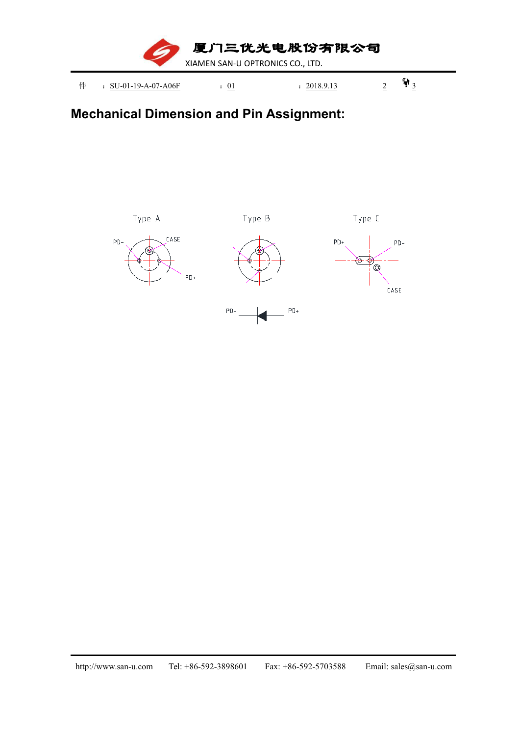## Mechanical Dimension and Pin Assignment:

Type A

PD−

CASE

PD+

Type B

Type C

PD+

PD−

CASE

PD−

PD+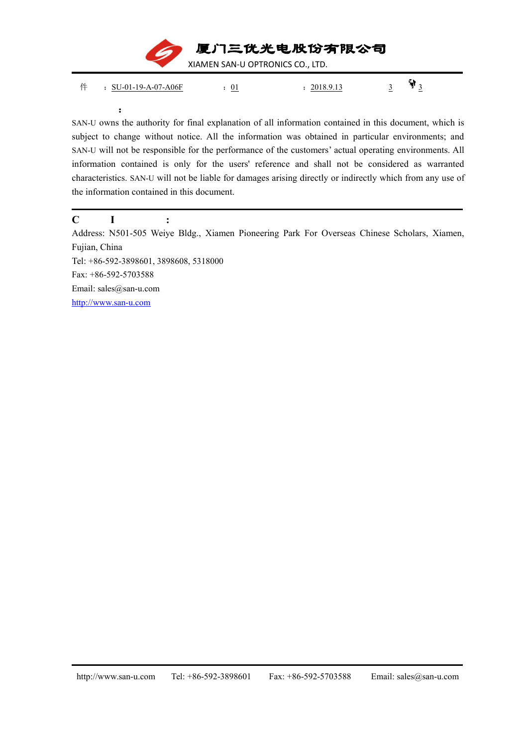**:**

SAN-U owns the authority for final explanation of all information contained in this document, which is subject to change without notice. All the information was obtained in particular environments; and SAN-U will not be responsible for the performance of the customers' actual operating environments. All information contained is only for the users' reference and shall not be considered as warranted characteristics. SAN-U will not be liable for damages arising directly or indirectly which from any use of the information contained in this document.

**C I :**

Address: N501-505 Weiye Bldg., Xiamen Pioneering Park For Overseas Chinese Scholars, Xiamen, Fujian, China

Tel: +86-592-3898601, 3898608, 5318000

Fax: +86-592-5703588

Email: sales@san-u.com

http://www.san-u.com